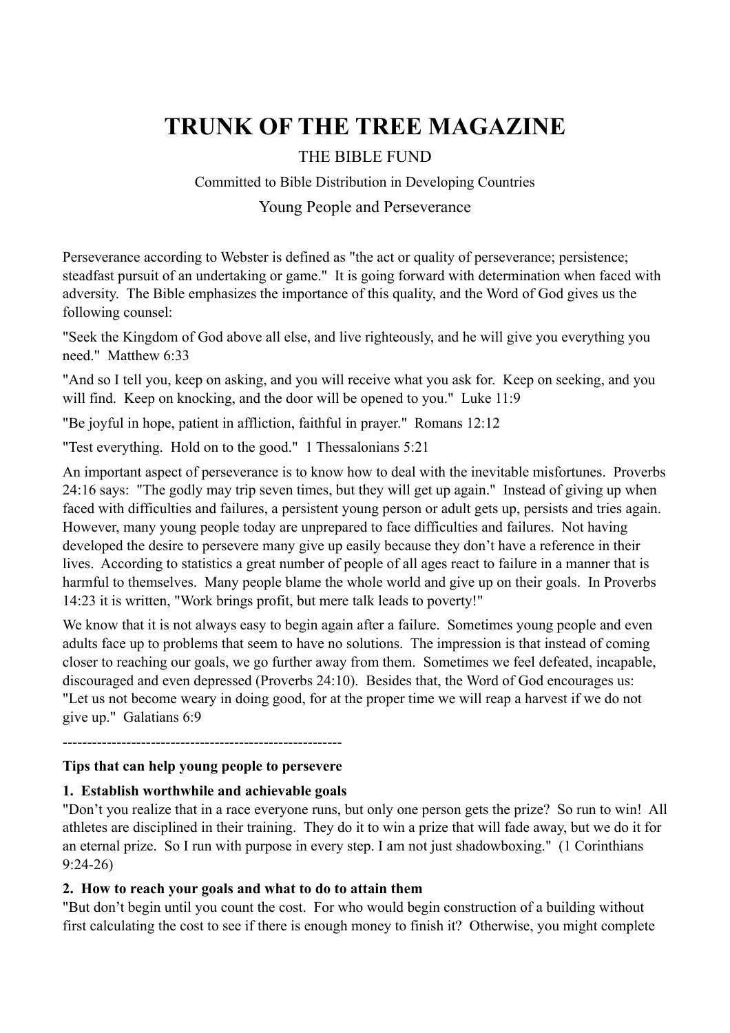# TRUNK OF THE TREE MAGAZINE

THE BIBLE FUND

Committed to Bible Distribution in Developing Countries

## Young People and Perseverance

Perseverance according to Webster is defined as "the act or quality of perseverance; persistence; steadfast pursuit of an undertaking or game." It is going forward with determination when faced with adversity. The Bible emphasizes the importance of this quality, and the Word of God gives us the following counsel:

"Seek the Kingdom of God above all else, and live righteously, and he will give you everything you need." Matthew 6:33

"And so I tell you, keep on asking, and you will receive what you ask for. Keep on seeking, and you will find. Keep on knocking, and the door will be opened to you." Luke 11:9

"Be joyful in hope, patient in affliction, faithful in prayer." Romans 12:12

"Test everything. Hold on to the good." 1 Thessalonians 5:21

An important aspect of perseverance is to know how to deal with the inevitable misfortunes. Proverbs 24:16 says: "The godly may trip seven times, but they will get up again." Instead of giving up when faced with difficulties and failures, a persistent young person or adult gets up, persists and tries again. However, many young people today are unprepared to face difficulties and failures. Not having developed the desire to persevere many give up easily because they don't have a reference in their lives. According to statistics a great number of people of all ages react to failure in a manner that is harmful to themselves. Many people blame the whole world and give up on their goals. In Proverbs 14:23 it is written, "Work brings profit, but mere talk leads to poverty!"

We know that it is not always easy to begin again after a failure. Sometimes young people and even adults face up to problems that seem to have no solutions. The impression is that instead of coming closer to reaching our goals, we go further away from them. Sometimes we feel defeated, incapable, discouraged and even depressed (Proverbs 24:10). Besides that, the Word of God encourages us: "Let us not become weary in doing good, for at the proper time we will reap a harvest if we do not give up." Galatians 6:9

---------------------------------------------------------

**Tips that can help young people to persevere**

**1. Establish worthwhile and achievable goals**
"Don't you realize that in a race everyone runs, but only one person gets the prize? So run to win! All athletes are disciplined in their training. They do it to win a prize that will fade away, but we do it for an eternal prize. So I run with purpose in every step. I am not just shadowboxing." (1 Corinthians 9:24-26)

**2. How to reach your goals and what to do to attain them**
"But don't begin until you count the cost. For who would begin construction of a building without first calculating the cost to see if there is enough money to finish it? Otherwise, you might complete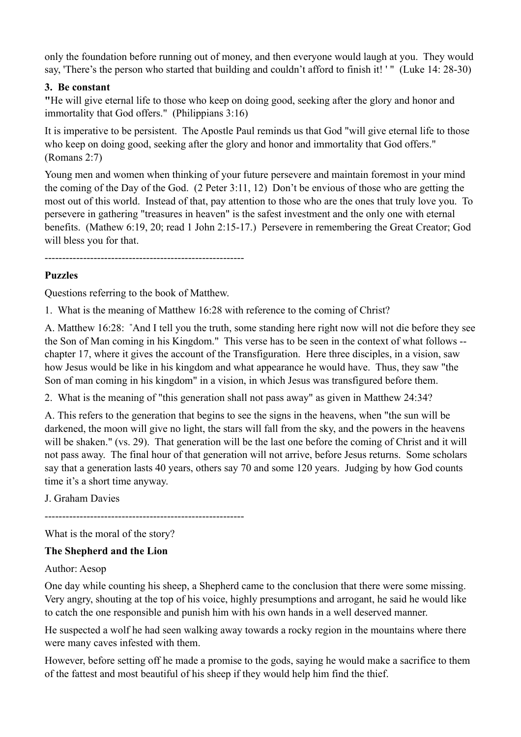only the foundation before running out of money, and then everyone would laugh at you. They would say, 'There's the person who started that building and couldn't afford to finish it! ' " (Luke 14: 28-30)

### 3. Be constant

**"**He will give eternal life to those who keep on doing good, seeking after the glory and honor and immortality that God offers." (Philippians 3:16)

It is imperative to be persistent. The Apostle Paul reminds us that God "will give eternal life to those who keep on doing good, seeking after the glory and honor and immortality that God offers." (Romans 2:7)

Young men and women when thinking of your future persevere and maintain foremost in your mind the coming of the Day of the God. (2 Peter 3:11, 12) Don't be envious of those who are getting the most out of this world. Instead of that, pay attention to those who are the ones that truly love you. To persevere in gathering "treasures in heaven" is the safest investment and the only one with eternal benefits. (Mathew 6:19, 20; read 1 John 2:15-17.) Persevere in remembering the Great Creator; God will bless you for that.

---------------------------------------------------------

### Puzzles

Questions referring to the book of Matthew.

1. What is the meaning of Matthew 16:28 with reference to the coming of Christ?

A. Matthew 16:28: "And I tell you the truth, some standing here right now will not die before they see the Son of Man coming in his Kingdom." This verse has to be seen in the context of what follows -- chapter 17, where it gives the account of the Transfiguration. Here three disciples, in a vision, saw how Jesus would be like in his kingdom and what appearance he would have. Thus, they saw "the Son of man coming in his kingdom" in a vision, in which Jesus was transfigured before them.

2. What is the meaning of "this generation shall not pass away" as given in Matthew 24:34?

A. This refers to the generation that begins to see the signs in the heavens, when "the sun will be darkened, the moon will give no light, the stars will fall from the sky, and the powers in the heavens will be shaken." (vs. 29). That generation will be the last one before the coming of Christ and it will not pass away. The final hour of that generation will not arrive, before Jesus returns. Some scholars say that a generation lasts 40 years, others say 70 and some 120 years. Judging by how God counts time it's a short time anyway.

J. Graham Davies

---------------------------------------------------------

What is the moral of the story?

### The Shepherd and the Lion

Author: Aesop

One day while counting his sheep, a Shepherd came to the conclusion that there were some missing. Very angry, shouting at the top of his voice, highly presumptions and arrogant, he said he would like to catch the one responsible and punish him with his own hands in a well deserved manner.

He suspected a wolf he had seen walking away towards a rocky region in the mountains where there were many caves infested with them.

However, before setting off he made a promise to the gods, saying he would make a sacrifice to them of the fattest and most beautiful of his sheep if they would help him find the thief.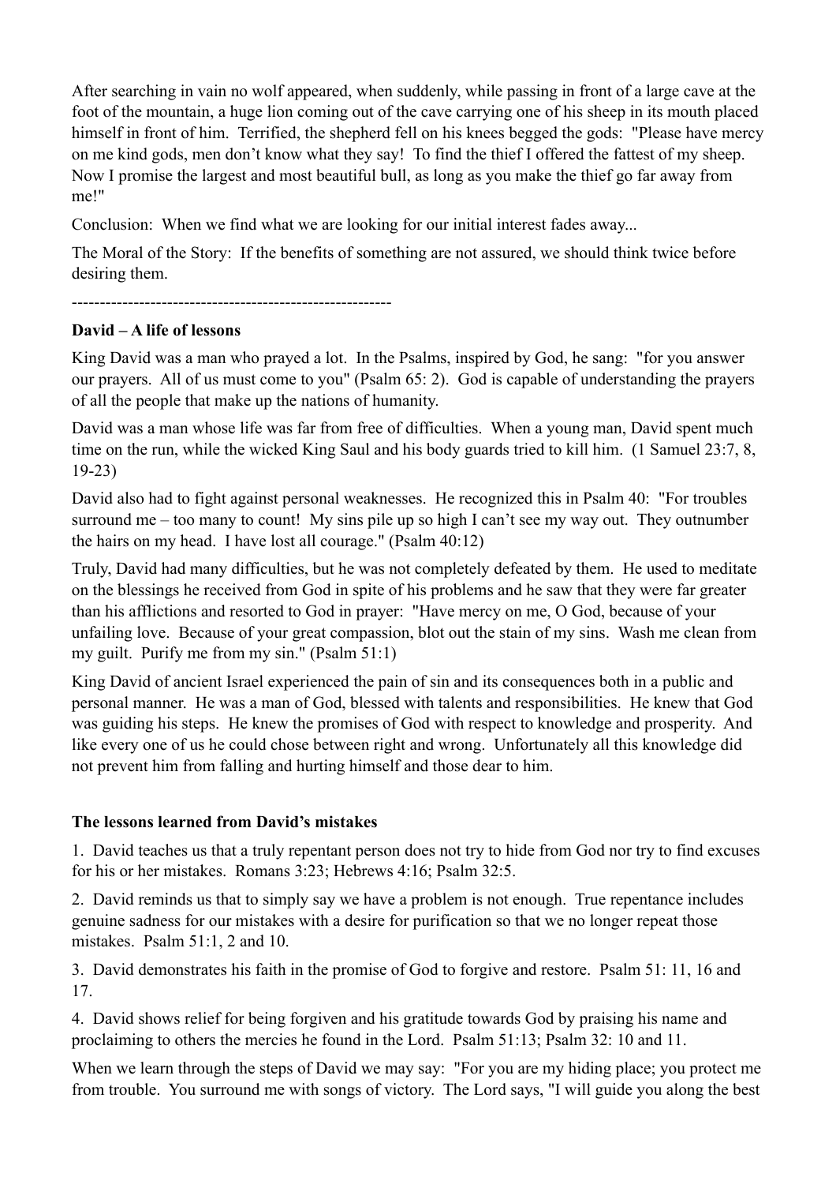After searching in vain no wolf appeared, when suddenly, while passing in front of a large cave at the foot of the mountain, a huge lion coming out of the cave carrying one of his sheep in its mouth placed himself in front of him. Terrified, the shepherd fell on his knees begged the gods: "Please have mercy on me kind gods, men don't know what they say! To find the thief I offered the fattest of my sheep. Now I promise the largest and most beautiful bull, as long as you make the thief go far away from me!"

Conclusion: When we find what we are looking for our initial interest fades away...

The Moral of the Story: If the benefits of something are not assured, we should think twice before desiring them.

---------------------------------------------------------

**David – A life of lessons**

King David was a man who prayed a lot. In the Psalms, inspired by God, he sang: "for you answer our prayers. All of us must come to you" (Psalm 65: 2). God is capable of understanding the prayers of all the people that make up the nations of humanity.

David was a man whose life was far from free of difficulties. When a young man, David spent much time on the run, while the wicked King Saul and his body guards tried to kill him. (1 Samuel 23:7, 8, 19-23)

David also had to fight against personal weaknesses. He recognized this in Psalm 40: "For troubles surround me – too many to count! My sins pile up so high I can't see my way out. They outnumber the hairs on my head. I have lost all courage." (Psalm 40:12)

Truly, David had many difficulties, but he was not completely defeated by them. He used to meditate on the blessings he received from God in spite of his problems and he saw that they were far greater than his afflictions and resorted to God in prayer: "Have mercy on me, O God, because of your unfailing love. Because of your great compassion, blot out the stain of my sins. Wash me clean from my guilt. Purify me from my sin." (Psalm 51:1)

King David of ancient Israel experienced the pain of sin and its consequences both in a public and personal manner. He was a man of God, blessed with talents and responsibilities. He knew that God was guiding his steps. He knew the promises of God with respect to knowledge and prosperity. And like every one of us he could chose between right and wrong. Unfortunately all this knowledge did not prevent him from falling and hurting himself and those dear to him.

**The lessons learned from David's mistakes**

1. David teaches us that a truly repentant person does not try to hide from God nor try to find excuses for his or her mistakes. Romans 3:23; Hebrews 4:16; Psalm 32:5.

2. David reminds us that to simply say we have a problem is not enough. True repentance includes genuine sadness for our mistakes with a desire for purification so that we no longer repeat those mistakes. Psalm 51:1, 2 and 10.

3. David demonstrates his faith in the promise of God to forgive and restore. Psalm 51: 11, 16 and 17.

4. David shows relief for being forgiven and his gratitude towards God by praising his name and proclaiming to others the mercies he found in the Lord. Psalm 51:13; Psalm 32: 10 and 11.

When we learn through the steps of David we may say: "For you are my hiding place; you protect me from trouble. You surround me with songs of victory. The Lord says, "I will guide you along the best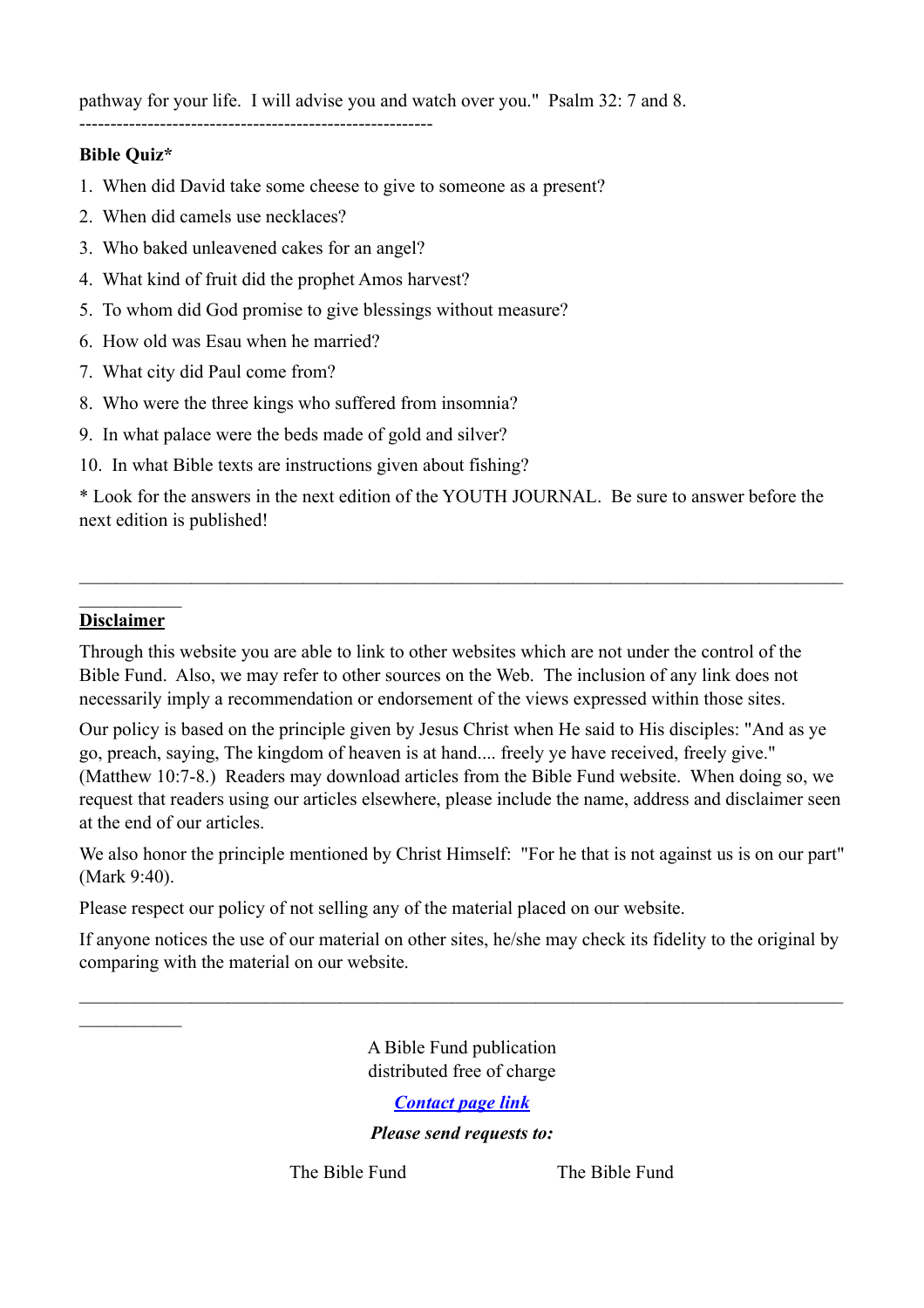pathway for your life. I will advise you and watch over you." Psalm 32: 7 and 8.

---

**Bible Quiz***

1. When did David take some cheese to give to someone as a present?
2. When did camels use necklaces?
3. Who baked unleavened cakes for an angel?
4. What kind of fruit did the prophet Amos harvest?
5. To whom did God promise to give blessings without measure?
6. How old was Esau when he married?
7. What city did Paul come from?
8. Who were the three kings who suffered from insomnia?
9. In what palace were the beds made of gold and silver?
10. In what Bible texts are instructions given about fishing?

* Look for the answers in the next edition of the YOUTH JOURNAL. Be sure to answer before the next edition is published!

---

**Disclaimer**

Through this website you are able to link to other websites which are not under the control of the Bible Fund. Also, we may refer to other sources on the Web. The inclusion of any link does not necessarily imply a recommendation or endorsement of the views expressed within those sites.

Our policy is based on the principle given by Jesus Christ when He said to His disciples: "And as ye go, preach, saying, The kingdom of heaven is at hand.... freely ye have received, freely give." (Matthew 10:7-8.) Readers may download articles from the Bible Fund website. When doing so, we request that readers using our articles elsewhere, please include the name, address and disclaimer seen at the end of our articles.

We also honor the principle mentioned by Christ Himself: "For he that is not against us is on our part" (Mark 9:40).

Please respect our policy of not selling any of the material placed on our website.

If anyone notices the use of our material on other sites, he/she may check its fidelity to the original by comparing with the material on our website.

---

A Bible Fund publication
distributed free of charge

***Contact page link***

***Please send requests to:***

The Bible Fund

The Bible Fund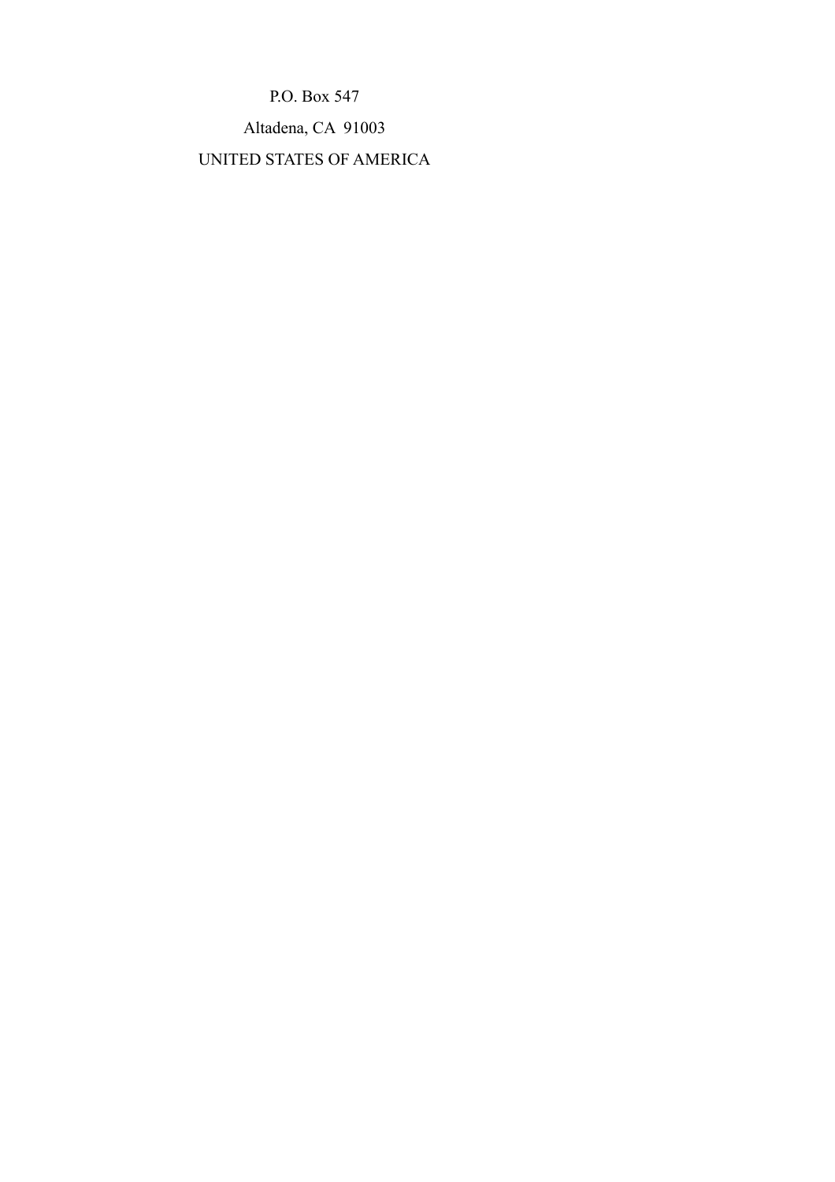P.O. Box 547

Altadena, CA  91003

UNITED STATES OF AMERICA